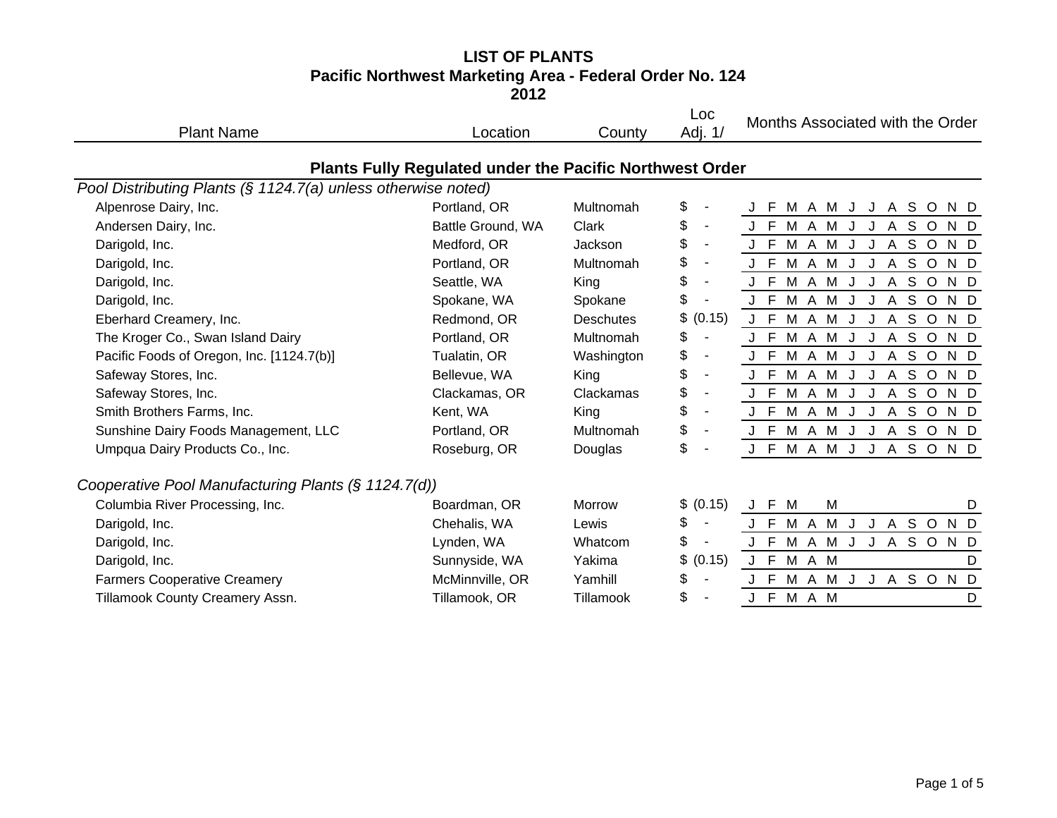# LIST OF PLANTS

## Pacific Northwest Marketing Area - Federal Order No. 124

## 2012

| Plant Name | Location | County | Loc Adj. 1/ | Months Associated with the Order |
|---|---|---|---|---|
| **Plants Fully Regulated under the Pacific Northwest Order** | | | | |
| *Pool Distributing Plants (§ 1124.7(a) unless otherwise noted)* | | | | |
| Alpenrose Dairy, Inc. | Portland, OR | Multnomah | $ - | J F M A M J J A S O N D |
| Andersen Dairy, Inc. | Battle Ground, WA | Clark | $ - | J F M A M J J A S O N D |
| Darigold, Inc. | Medford, OR | Jackson | $ - | J F M A M J J A S O N D |
| Darigold, Inc. | Portland, OR | Multnomah | $ - | J F M A M J J A S O N D |
| Darigold, Inc. | Seattle, WA | King | $ - | J F M A M J J A S O N D |
| Darigold, Inc. | Spokane, WA | Spokane | $ - | J F M A M J J A S O N D |
| Eberhard Creamery, Inc. | Redmond, OR | Deschutes | $ (0.15) | J F M A M J J A S O N D |
| The Kroger Co., Swan Island Dairy | Portland, OR | Multnomah | $ - | J F M A M J J A S O N D |
| Pacific Foods of Oregon, Inc. [1124.7(b)] | Tualatin, OR | Washington | $ - | J F M A M J J A S O N D |
| Safeway Stores, Inc. | Bellevue, WA | King | $ - | J F M A M J J A S O N D |
| Safeway Stores, Inc. | Clackamas, OR | Clackamas | $ - | J F M A M J J A S O N D |
| Smith Brothers Farms, Inc. | Kent, WA | King | $ - | J F M A M J J A S O N D |
| Sunshine Dairy Foods Management, LLC | Portland, OR | Multnomah | $ - | J F M A M J J A S O N D |
| Umpqua Dairy Products Co., Inc. | Roseburg, OR | Douglas | $ - | J F M A M J J A S O N D |
| *Cooperative Pool Manufacturing Plants (§ 1124.7(d))* | | | | |
| Columbia River Processing, Inc. | Boardman, OR | Morrow | $ (0.15) | J F M M D |
| Darigold, Inc. | Chehalis, WA | Lewis | $ - | J F M A M J J A S O N D |
| Darigold, Inc. | Lynden, WA | Whatcom | $ - | J F M A M J J A S O N D |
| Darigold, Inc. | Sunnyside, WA | Yakima | $ (0.15) | J F M A M D |
| Farmers Cooperative Creamery | McMinnville, OR | Yamhill | $ - | J F M A M J J A S O N D |
| Tillamook County Creamery Assn. | Tillamook, OR | Tillamook | $ - | J F M A M D |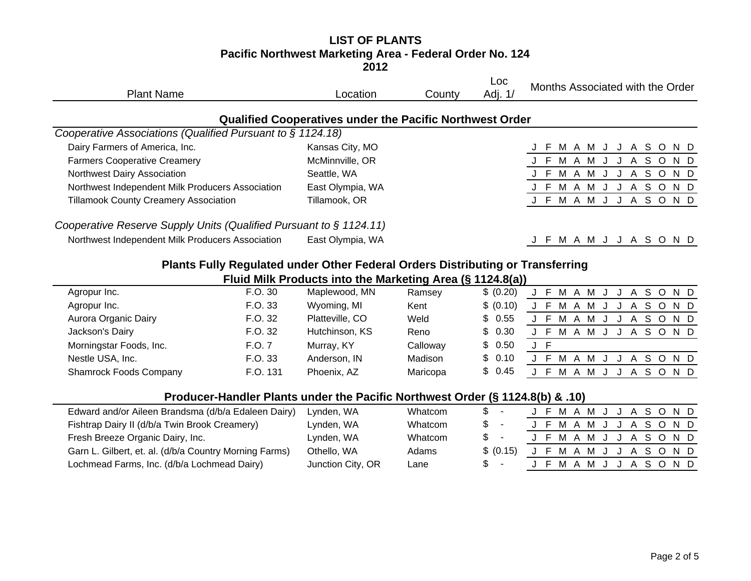# LIST OF PLANTS
## Pacific Northwest Marketing Area - Federal Order No. 124
## 2012

### Qualified Cooperatives under the Pacific Northwest Order

*Cooperative Associations (Qualified Pursuant to § 1124.18)*

| Plant Name | | Location | County | Loc Adj. 1/ | Months Associated with the Order |
|---|---|---|---|---|---|
| Dairy Farmers of America, Inc. | | Kansas City, MO | | | J F M A M J J A S O N D |
| Farmers Cooperative Creamery | | McMinnville, OR | | | J F M A M J J A S O N D |
| Northwest Dairy Association | | Seattle, WA | | | J F M A M J J A S O N D |
| Northwest Independent Milk Producers Association | | East Olympia, WA | | | J F M A M J J A S O N D |
| Tillamook County Creamery Association | | Tillamook, OR | | | J F M A M J J A S O N D |

*Cooperative Reserve Supply Units (Qualified Pursuant to § 1124.11)*

| Plant Name | | Location | County | Loc Adj. 1/ | Months Associated with the Order |
|---|---|---|---|---|---|
| Northwest Independent Milk Producers Association | | East Olympia, WA | | | J F M A M J J A S O N D |

### Plants Fully Regulated under Other Federal Orders Distributing or Transferring Fluid Milk Products into the Marketing Area (§ 1124.8(a))

| Plant Name | | Location | County | Loc Adj. 1/ | Months Associated with the Order |
|---|---|---|---|---|---|
| Agropur Inc. | F.O. 30 | Maplewood, MN | Ramsey | $ (0.20) | J F M A M J J A S O N D |
| Agropur Inc. | F.O. 33 | Wyoming, MI | Kent | $ (0.10) | J F M A M J J A S O N D |
| Aurora Organic Dairy | F.O. 32 | Platteville, CO | Weld | $ 0.55 | J F M A M J J A S O N D |
| Jackson's Dairy | F.O. 32 | Hutchinson, KS | Reno | $ 0.30 | J F M A M J J A S O N D |
| Morningstar Foods, Inc. | F.O. 7 | Murray, KY | Calloway | $ 0.50 | J F |
| Nestle USA, Inc. | F.O. 33 | Anderson, IN | Madison | $ 0.10 | J F M A M J J A S O N D |
| Shamrock Foods Company | F.O. 131 | Phoenix, AZ | Maricopa | $ 0.45 | J F M A M J J A S O N D |

### Producer-Handler Plants under the Pacific Northwest Order (§ 1124.8(b) & .10)

| Plant Name | | Location | County | Loc Adj. 1/ | Months Associated with the Order |
|---|---|---|---|---|---|
| Edward and/or Aileen Brandsma (d/b/a Edaleen Dairy) | | Lynden, WA | Whatcom | $ - | J F M A M J J A S O N D |
| Fishtrap Dairy II (d/b/a Twin Brook Creamery) | | Lynden, WA | Whatcom | $ - | J F M A M J J A S O N D |
| Fresh Breeze Organic Dairy, Inc. | | Lynden, WA | Whatcom | $ - | J F M A M J J A S O N D |
| Garn L. Gilbert, et. al. (d/b/a Country Morning Farms) | | Othello, WA | Adams | $ (0.15) | J F M A M J J A S O N D |
| Lochmead Farms, Inc. (d/b/a Lochmead Dairy) | | Junction City, OR | Lane | $ - | J F M A M J J A S O N D |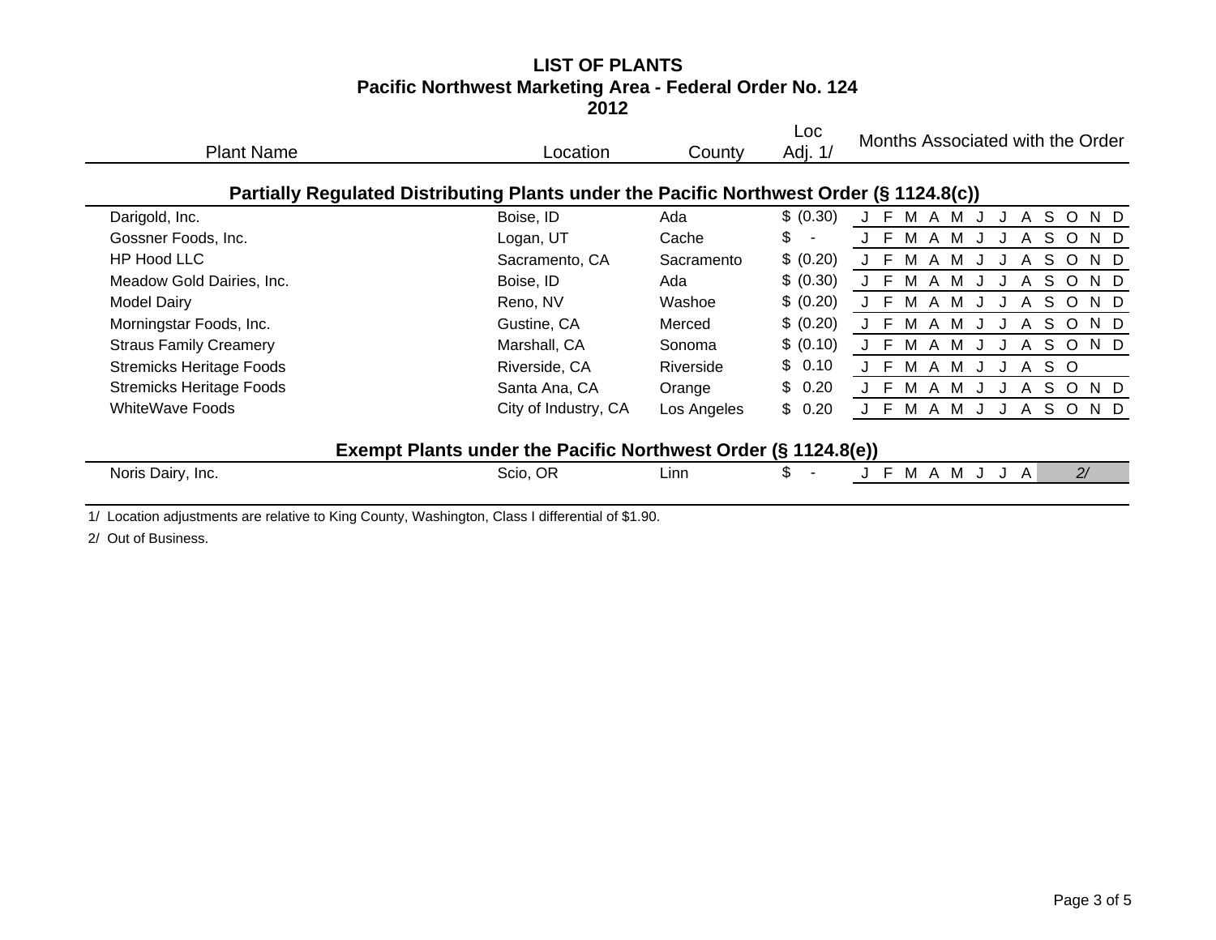# LIST OF PLANTS
## Pacific Northwest Marketing Area - Federal Order No. 124
## 2012

| Plant Name | Location | County | Loc Adj. 1/ | Months Associated with the Order |
|---|---|---|---|---|
| **Partially Regulated Distributing Plants under the Pacific Northwest Order (§ 1124.8(c))** | | | | |
| Darigold, Inc. | Boise, ID | Ada | $ (0.30) | J F M A M J J A S O N D |
| Gossner Foods, Inc. | Logan, UT | Cache | $ - | J F M A M J J A S O N D |
| HP Hood LLC | Sacramento, CA | Sacramento | $ (0.20) | J F M A M J J A S O N D |
| Meadow Gold Dairies, Inc. | Boise, ID | Ada | $ (0.30) | J F M A M J J A S O N D |
| Model Dairy | Reno, NV | Washoe | $ (0.20) | J F M A M J J A S O N D |
| Morningstar Foods, Inc. | Gustine, CA | Merced | $ (0.20) | J F M A M J J A S O N D |
| Straus Family Creamery | Marshall, CA | Sonoma | $ (0.10) | J F M A M J J A S O N D |
| Stremicks Heritage Foods | Riverside, CA | Riverside | $ 0.10 | J F M A M J J A S O |
| Stremicks Heritage Foods | Santa Ana, CA | Orange | $ 0.20 | J F M A M J J A S O N D |
| WhiteWave Foods | City of Industry, CA | Los Angeles | $ 0.20 | J F M A M J J A S O N D |
| **Exempt Plants under the Pacific Northwest Order (§ 1124.8(e))** | | | | |
| Noris Dairy, Inc. | Scio, OR | Linn | $ - | J F M A M J J A 2/ |

1/ Location adjustments are relative to King County, Washington, Class I differential of $1.90.

2/ Out of Business.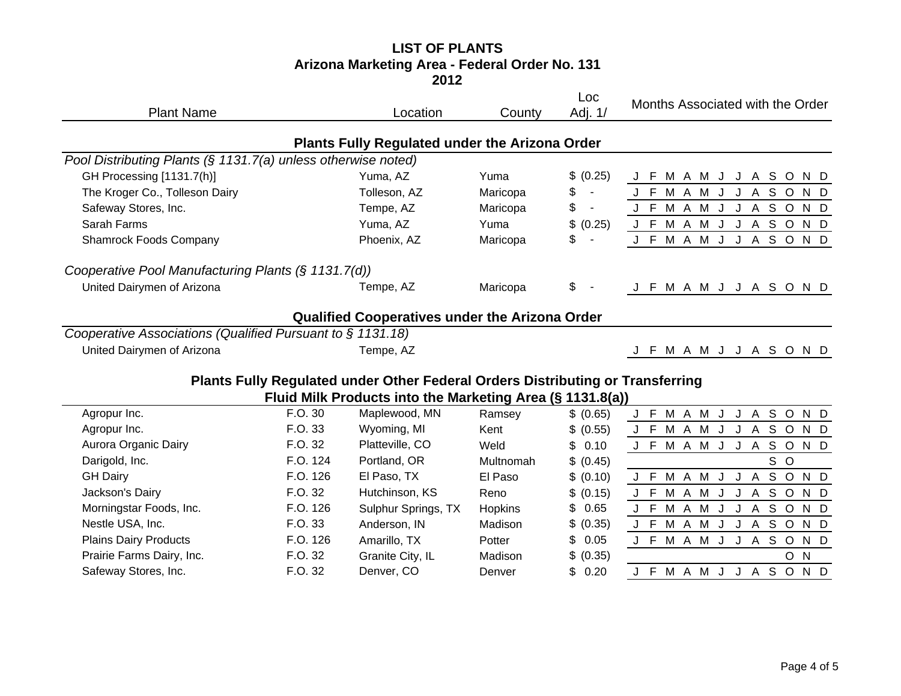# LIST OF PLANTS
## Arizona Marketing Area - Federal Order No. 131
## 2012

| Plant Name | | Location | County | Loc Adj. 1/ | Months Associated with the Order |
|---|---|---|---|---|---|
| **Plants Fully Regulated under the Arizona Order** | | | | | |
| *Pool Distributing Plants (§ 1131.7(a) unless otherwise noted)* | | | | | |
| GH Processing [1131.7(h)] | | Yuma, AZ | Yuma | $ (0.25) | J F M A M J J A S O N D |
| The Kroger Co., Tolleson Dairy | | Tolleson, AZ | Maricopa | $ - | J F M A M J J A S O N D |
| Safeway Stores, Inc. | | Tempe, AZ | Maricopa | $ - | J F M A M J J A S O N D |
| Sarah Farms | | Yuma, AZ | Yuma | $ (0.25) | J F M A M J J A S O N D |
| Shamrock Foods Company | | Phoenix, AZ | Maricopa | $ - | J F M A M J J A S O N D |
| *Cooperative Pool Manufacturing Plants (§ 1131.7(d))* | | | | | |
| United Dairymen of Arizona | | Tempe, AZ | Maricopa | $ - | J F M A M J J A S O N D |
| **Qualified Cooperatives under the Arizona Order** | | | | | |
| *Cooperative Associations (Qualified Pursuant to § 1131.18)* | | | | | |
| United Dairymen of Arizona | | Tempe, AZ | | | J F M A M J J A S O N D |
| **Plants Fully Regulated under Other Federal Orders Distributing or Transferring Fluid Milk Products into the Marketing Area (§ 1131.8(a))** | | | | | |
| Agropur Inc. | F.O. 30 | Maplewood, MN | Ramsey | $ (0.65) | J F M A M J J A S O N D |
| Agropur Inc. | F.O. 33 | Wyoming, MI | Kent | $ (0.55) | J F M A M J J A S O N D |
| Aurora Organic Dairy | F.O. 32 | Platteville, CO | Weld | $ 0.10 | J F M A M J J A S O N D |
| Darigold, Inc. | F.O. 124 | Portland, OR | Multnomah | $ (0.45) | S O |
| GH Dairy | F.O. 126 | El Paso, TX | El Paso | $ (0.10) | J F M A M J J A S O N D |
| Jackson's Dairy | F.O. 32 | Hutchinson, KS | Reno | $ (0.15) | J F M A M J J A S O N D |
| Morningstar Foods, Inc. | F.O. 126 | Sulphur Springs, TX | Hopkins | $ 0.65 | J F M A M J J A S O N D |
| Nestle USA, Inc. | F.O. 33 | Anderson, IN | Madison | $ (0.35) | J F M A M J J A S O N D |
| Plains Dairy Products | F.O. 126 | Amarillo, TX | Potter | $ 0.05 | J F M A M J J A S O N D |
| Prairie Farms Dairy, Inc. | F.O. 32 | Granite City, IL | Madison | $ (0.35) | O N |
| Safeway Stores, Inc. | F.O. 32 | Denver, CO | Denver | $ 0.20 | J F M A M J J A S O N D |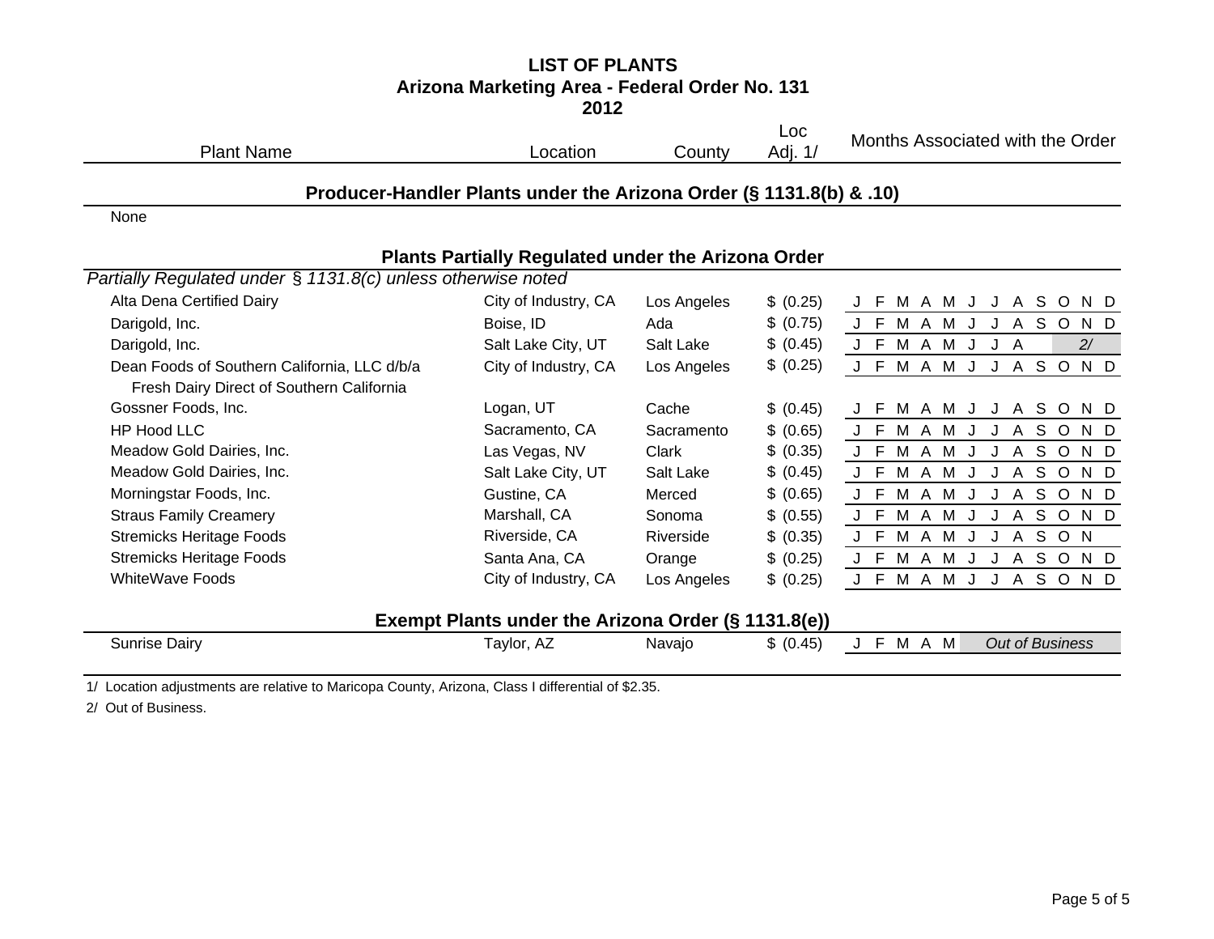# LIST OF PLANTS
## Arizona Marketing Area - Federal Order No. 131
## 2012

| Plant Name | Location | County | Loc Adj. 1/ | Months Associated with the Order |
|---|---|---|---|---|
| **Producer-Handler Plants under the Arizona Order (§ 1131.8(b) & .10)** | | | | |
| None | | | | |
| **Plants Partially Regulated under the Arizona Order** | | | | |
| *Partially Regulated under § 1131.8(c) unless otherwise noted* | | | | |
| Alta Dena Certified Dairy | City of Industry, CA | Los Angeles | $ (0.25) | J F M A M J J A S O N D |
| Darigold, Inc. | Boise, ID | Ada | $ (0.75) | J F M A M J J A S O N D |
| Darigold, Inc. | Salt Lake City, UT | Salt Lake | $ (0.45) | J F M A M J J A 2/ |
| Dean Foods of Southern California, LLC d/b/a Fresh Dairy Direct of Southern California | City of Industry, CA | Los Angeles | $ (0.25) | J F M A M J J A S O N D |
| Gossner Foods, Inc. | Logan, UT | Cache | $ (0.45) | J F M A M J J A S O N D |
| HP Hood LLC | Sacramento, CA | Sacramento | $ (0.65) | J F M A M J J A S O N D |
| Meadow Gold Dairies, Inc. | Las Vegas, NV | Clark | $ (0.35) | J F M A M J J A S O N D |
| Meadow Gold Dairies, Inc. | Salt Lake City, UT | Salt Lake | $ (0.45) | J F M A M J J A S O N D |
| Morningstar Foods, Inc. | Gustine, CA | Merced | $ (0.65) | J F M A M J J A S O N D |
| Straus Family Creamery | Marshall, CA | Sonoma | $ (0.55) | J F M A M J J A S O N D |
| Stremicks Heritage Foods | Riverside, CA | Riverside | $ (0.35) | J F M A M J J A S O N |
| Stremicks Heritage Foods | Santa Ana, CA | Orange | $ (0.25) | J F M A M J J A S O N D |
| WhiteWave Foods | City of Industry, CA | Los Angeles | $ (0.25) | J F M A M J J A S O N D |
| **Exempt Plants under the Arizona Order (§ 1131.8(e))** | | | | |
| Sunrise Dairy | Taylor, AZ | Navajo | $ (0.45) | J F M A M *Out of Business* |

1/ Location adjustments are relative to Maricopa County, Arizona, Class I differential of $2.35.

2/ Out of Business.